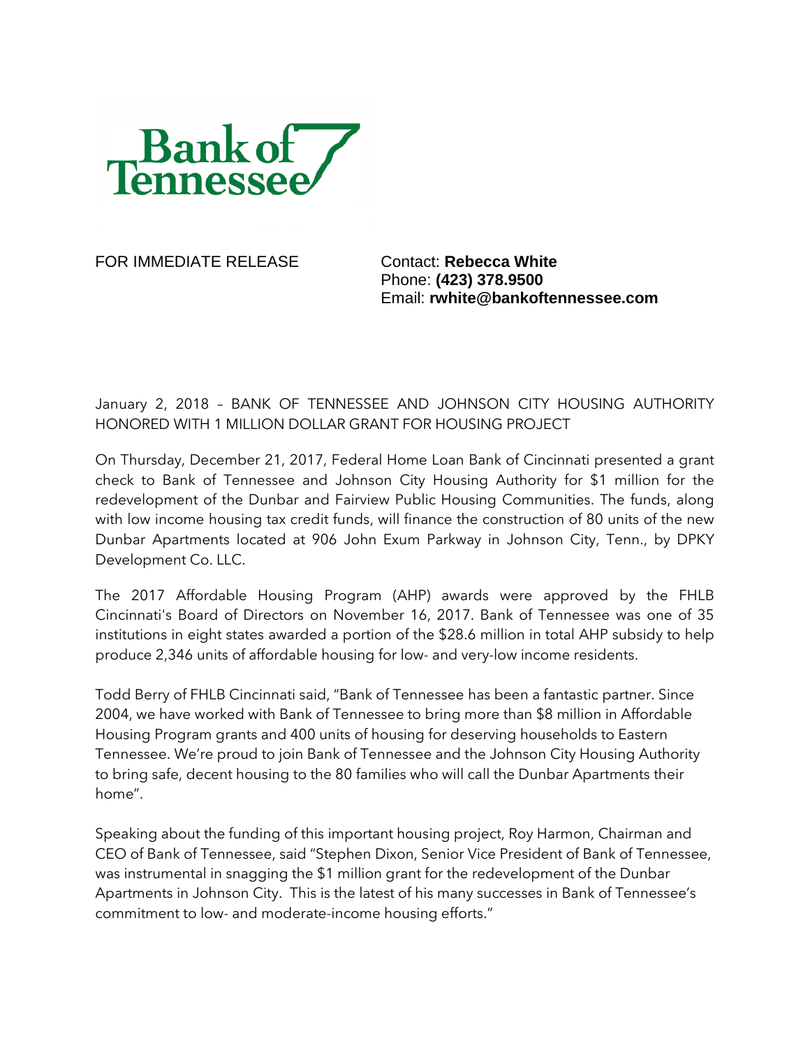Bank of Tennessee

FOR IMMEDIATE RELEASE

Contact: **Rebecca White**
Phone: **(423) 378.9500**
Email: **rwhite@bankoftennessee.com**

January 2, 2018 – BANK OF TENNESSEE AND JOHNSON CITY HOUSING AUTHORITY HONORED WITH 1 MILLION DOLLAR GRANT FOR HOUSING PROJECT

On Thursday, December 21, 2017, Federal Home Loan Bank of Cincinnati presented a grant check to Bank of Tennessee and Johnson City Housing Authority for $1 million for the redevelopment of the Dunbar and Fairview Public Housing Communities. The funds, along with low income housing tax credit funds, will finance the construction of 80 units of the new Dunbar Apartments located at 906 John Exum Parkway in Johnson City, Tenn., by DPKY Development Co. LLC.

The 2017 Affordable Housing Program (AHP) awards were approved by the FHLB Cincinnati's Board of Directors on November 16, 2017. Bank of Tennessee was one of 35 institutions in eight states awarded a portion of the $28.6 million in total AHP subsidy to help produce 2,346 units of affordable housing for low- and very-low income residents.

Todd Berry of FHLB Cincinnati said, "Bank of Tennessee has been a fantastic partner. Since 2004, we have worked with Bank of Tennessee to bring more than $8 million in Affordable Housing Program grants and 400 units of housing for deserving households to Eastern Tennessee. We're proud to join Bank of Tennessee and the Johnson City Housing Authority to bring safe, decent housing to the 80 families who will call the Dunbar Apartments their home".

Speaking about the funding of this important housing project, Roy Harmon, Chairman and CEO of Bank of Tennessee, said "Stephen Dixon, Senior Vice President of Bank of Tennessee, was instrumental in snagging the $1 million grant for the redevelopment of the Dunbar Apartments in Johnson City. This is the latest of his many successes in Bank of Tennessee's commitment to low- and moderate-income housing efforts."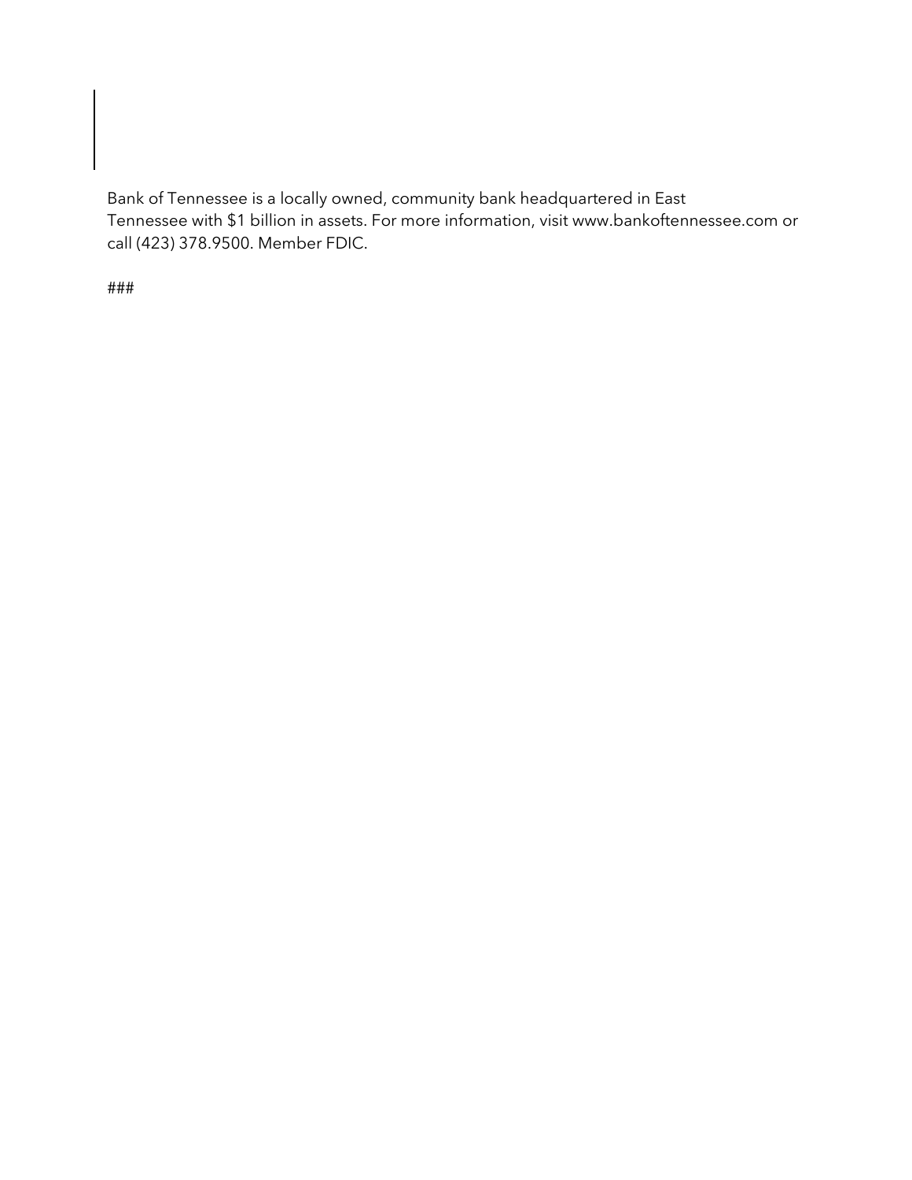Bank of Tennessee is a locally owned, community bank headquartered in East Tennessee with $1 billion in assets. For more information, visit www.bankoftennessee.com or call (423) 378.9500. Member FDIC.

###